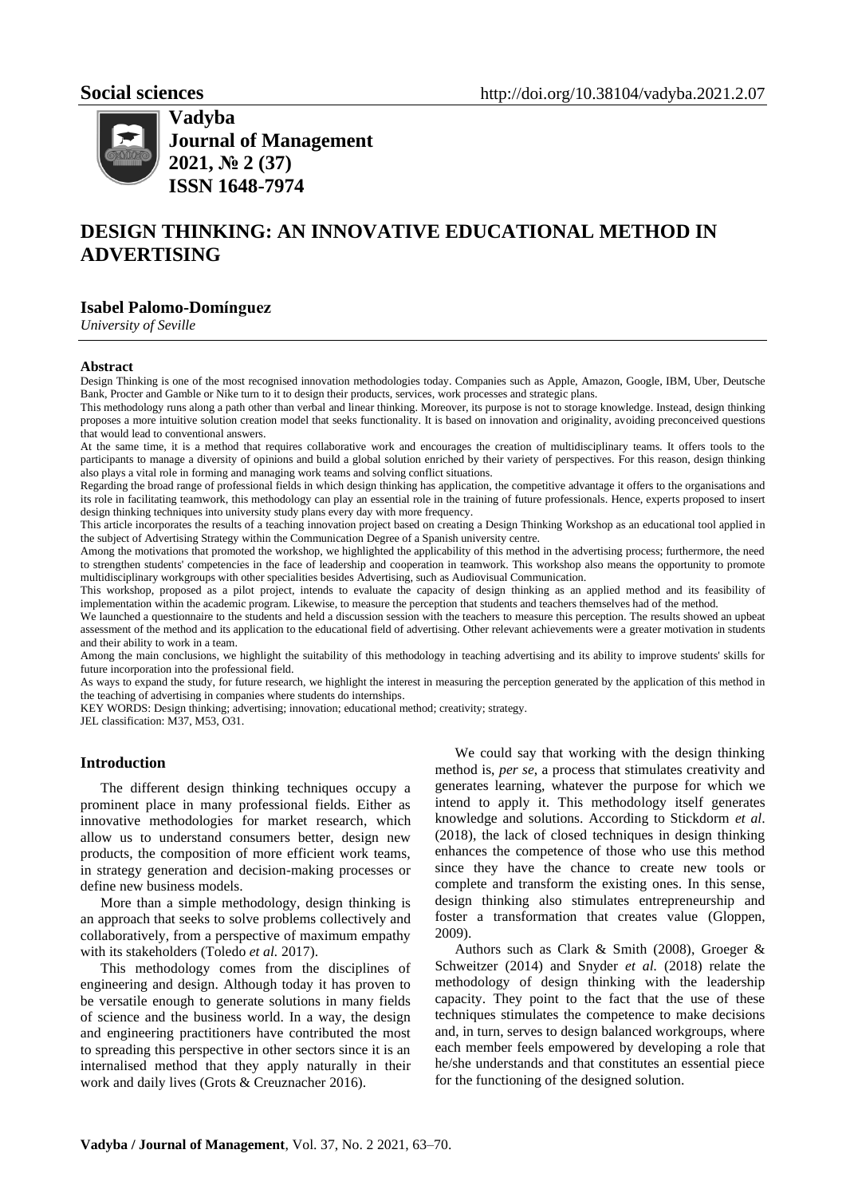Social sciences

http://doi.org/10.38104/vadyba.2021.2.07

**Vadyba**
**Journal of Management**
**2021, № 2 (37)**
**ISSN 1648-7974**

# DESIGN THINKING: AN INNOVATIVE EDUCATIONAL METHOD IN ADVERTISING

**Isabel Palomo-Domínguez**

*University of Seville*

**Abstract**

Design Thinking is one of the most recognised innovation methodologies today. Companies such as Apple, Amazon, Google, IBM, Uber, Deutsche Bank, Procter and Gamble or Nike turn to it to design their products, services, work processes and strategic plans.

This methodology runs along a path other than verbal and linear thinking. Moreover, its purpose is not to storage knowledge. Instead, design thinking proposes a more intuitive solution creation model that seeks functionality. It is based on innovation and originality, avoiding preconceived questions that would lead to conventional answers.

At the same time, it is a method that requires collaborative work and encourages the creation of multidisciplinary teams. It offers tools to the participants to manage a diversity of opinions and build a global solution enriched by their variety of perspectives. For this reason, design thinking also plays a vital role in forming and managing work teams and solving conflict situations.

Regarding the broad range of professional fields in which design thinking has application, the competitive advantage it offers to the organisations and its role in facilitating teamwork, this methodology can play an essential role in the training of future professionals. Hence, experts proposed to insert design thinking techniques into university study plans every day with more frequency.

This article incorporates the results of a teaching innovation project based on creating a Design Thinking Workshop as an educational tool applied in the subject of Advertising Strategy within the Communication Degree of a Spanish university centre.

Among the motivations that promoted the workshop, we highlighted the applicability of this method in the advertising process; furthermore, the need to strengthen students' competencies in the face of leadership and cooperation in teamwork. This workshop also means the opportunity to promote multidisciplinary workgroups with other specialities besides Advertising, such as Audiovisual Communication.

This workshop, proposed as a pilot project, intends to evaluate the capacity of design thinking as an applied method and its feasibility of implementation within the academic program. Likewise, to measure the perception that students and teachers themselves had of the method.

We launched a questionnaire to the students and held a discussion session with the teachers to measure this perception. The results showed an upbeat assessment of the method and its application to the educational field of advertising. Other relevant achievements were a greater motivation in students and their ability to work in a team.

Among the main conclusions, we highlight the suitability of this methodology in teaching advertising and its ability to improve students' skills for future incorporation into the professional field.

As ways to expand the study, for future research, we highlight the interest in measuring the perception generated by the application of this method in the teaching of advertising in companies where students do internships.

KEY WORDS: Design thinking; advertising; innovation; educational method; creativity; strategy.

JEL classification: M37, M53, O31.

## Introduction

The different design thinking techniques occupy a prominent place in many professional fields. Either as innovative methodologies for market research, which allow us to understand consumers better, design new products, the composition of more efficient work teams, in strategy generation and decision-making processes or define new business models.

More than a simple methodology, design thinking is an approach that seeks to solve problems collectively and collaboratively, from a perspective of maximum empathy with its stakeholders (Toledo *et al.* 2017).

This methodology comes from the disciplines of engineering and design. Although today it has proven to be versatile enough to generate solutions in many fields of science and the business world. In a way, the design and engineering practitioners have contributed the most to spreading this perspective in other sectors since it is an internalised method that they apply naturally in their work and daily lives (Grots & Creuznacher 2016).

We could say that working with the design thinking method is, *per se*, a process that stimulates creativity and generates learning, whatever the purpose for which we intend to apply it. This methodology itself generates knowledge and solutions. According to Stickdorm *et al*. (2018), the lack of closed techniques in design thinking enhances the competence of those who use this method since they have the chance to create new tools or complete and transform the existing ones. In this sense, design thinking also stimulates entrepreneurship and foster a transformation that creates value (Gloppen, 2009).

Authors such as Clark & Smith (2008), Groeger & Schweitzer (2014) and Snyder *et al.* (2018) relate the methodology of design thinking with the leadership capacity. They point to the fact that the use of these techniques stimulates the competence to make decisions and, in turn, serves to design balanced workgroups, where each member feels empowered by developing a role that he/she understands and that constitutes an essential piece for the functioning of the designed solution.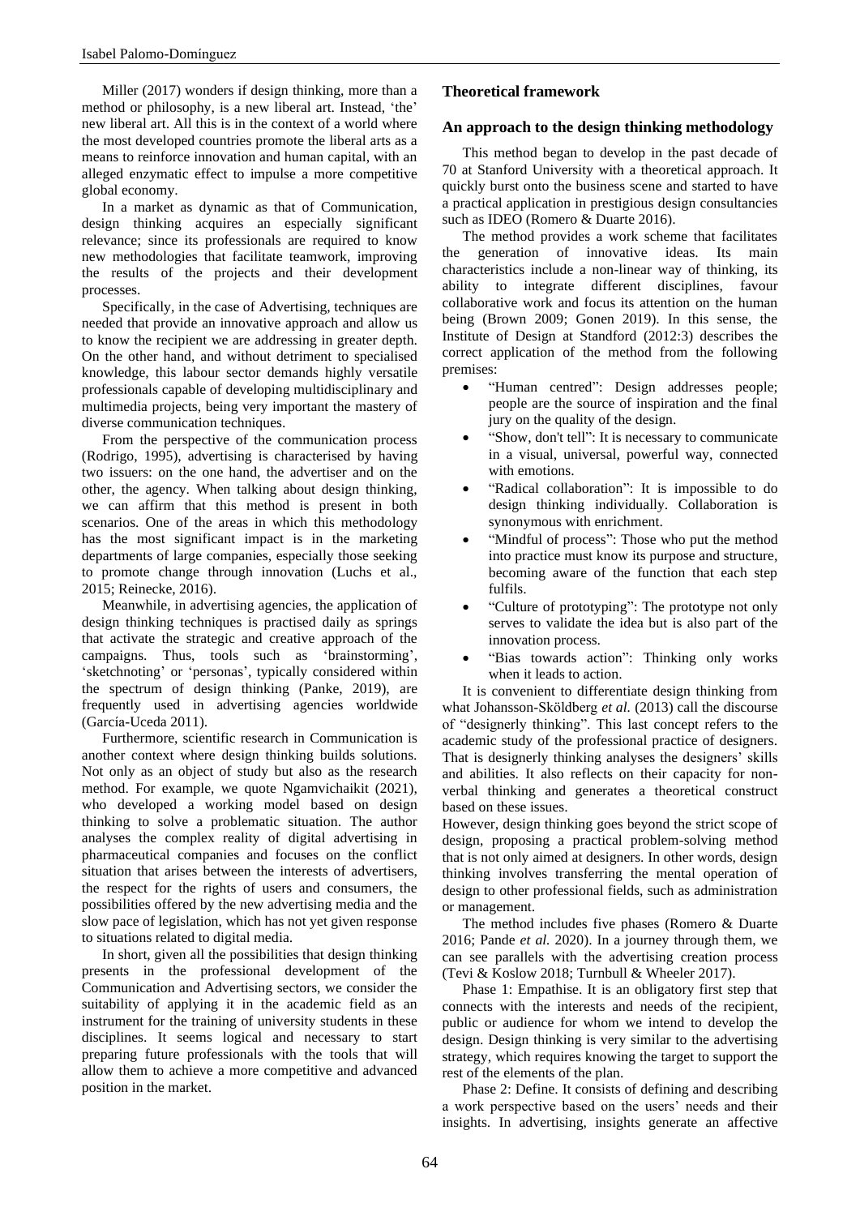Miller (2017) wonders if design thinking, more than a method or philosophy, is a new liberal art. Instead, 'the' new liberal art. All this is in the context of a world where the most developed countries promote the liberal arts as a means to reinforce innovation and human capital, with an alleged enzymatic effect to impulse a more competitive global economy.

In a market as dynamic as that of Communication, design thinking acquires an especially significant relevance; since its professionals are required to know new methodologies that facilitate teamwork, improving the results of the projects and their development processes.

Specifically, in the case of Advertising, techniques are needed that provide an innovative approach and allow us to know the recipient we are addressing in greater depth. On the other hand, and without detriment to specialised knowledge, this labour sector demands highly versatile professionals capable of developing multidisciplinary and multimedia projects, being very important the mastery of diverse communication techniques.

From the perspective of the communication process (Rodrigo, 1995), advertising is characterised by having two issuers: on the one hand, the advertiser and on the other, the agency. When talking about design thinking, we can affirm that this method is present in both scenarios. One of the areas in which this methodology has the most significant impact is in the marketing departments of large companies, especially those seeking to promote change through innovation (Luchs et al., 2015; Reinecke, 2016).

Meanwhile, in advertising agencies, the application of design thinking techniques is practised daily as springs that activate the strategic and creative approach of the campaigns. Thus, tools such as 'brainstorming', 'sketchnoting' or 'personas', typically considered within the spectrum of design thinking (Panke, 2019), are frequently used in advertising agencies worldwide (García-Uceda 2011).

Furthermore, scientific research in Communication is another context where design thinking builds solutions. Not only as an object of study but also as the research method. For example, we quote Ngamvichaikit (2021), who developed a working model based on design thinking to solve a problematic situation. The author analyses the complex reality of digital advertising in pharmaceutical companies and focuses on the conflict situation that arises between the interests of advertisers, the respect for the rights of users and consumers, the possibilities offered by the new advertising media and the slow pace of legislation, which has not yet given response to situations related to digital media.

In short, given all the possibilities that design thinking presents in the professional development of the Communication and Advertising sectors, we consider the suitability of applying it in the academic field as an instrument for the training of university students in these disciplines. It seems logical and necessary to start preparing future professionals with the tools that will allow them to achieve a more competitive and advanced position in the market.

## Theoretical framework

### An approach to the design thinking methodology

This method began to develop in the past decade of 70 at Stanford University with a theoretical approach. It quickly burst onto the business scene and started to have a practical application in prestigious design consultancies such as IDEO (Romero & Duarte 2016).

The method provides a work scheme that facilitates the generation of innovative ideas. Its main characteristics include a non-linear way of thinking, its ability to integrate different disciplines, favour collaborative work and focus its attention on the human being (Brown 2009; Gonen 2019). In this sense, the Institute of Design at Standford (2012:3) describes the correct application of the method from the following premises:

- "Human centred": Design addresses people; people are the source of inspiration and the final jury on the quality of the design.
- "Show, don't tell": It is necessary to communicate in a visual, universal, powerful way, connected with emotions.
- "Radical collaboration": It is impossible to do design thinking individually. Collaboration is synonymous with enrichment.
- "Mindful of process": Those who put the method into practice must know its purpose and structure, becoming aware of the function that each step fulfils.
- "Culture of prototyping": The prototype not only serves to validate the idea but is also part of the innovation process.
- "Bias towards action": Thinking only works when it leads to action.

It is convenient to differentiate design thinking from what Johansson-Sköldberg *et al.* (2013) call the discourse of "designerly thinking". This last concept refers to the academic study of the professional practice of designers. That is designerly thinking analyses the designers' skills and abilities. It also reflects on their capacity for non-verbal thinking and generates a theoretical construct based on these issues.

However, design thinking goes beyond the strict scope of design, proposing a practical problem-solving method that is not only aimed at designers. In other words, design thinking involves transferring the mental operation of design to other professional fields, such as administration or management.

The method includes five phases (Romero & Duarte 2016; Pande *et al.* 2020). In a journey through them, we can see parallels with the advertising creation process (Tevi & Koslow 2018; Turnbull & Wheeler 2017).

Phase 1: Empathise. It is an obligatory first step that connects with the interests and needs of the recipient, public or audience for whom we intend to develop the design. Design thinking is very similar to the advertising strategy, which requires knowing the target to support the rest of the elements of the plan.

Phase 2: Define. It consists of defining and describing a work perspective based on the users' needs and their insights. In advertising, insights generate an affective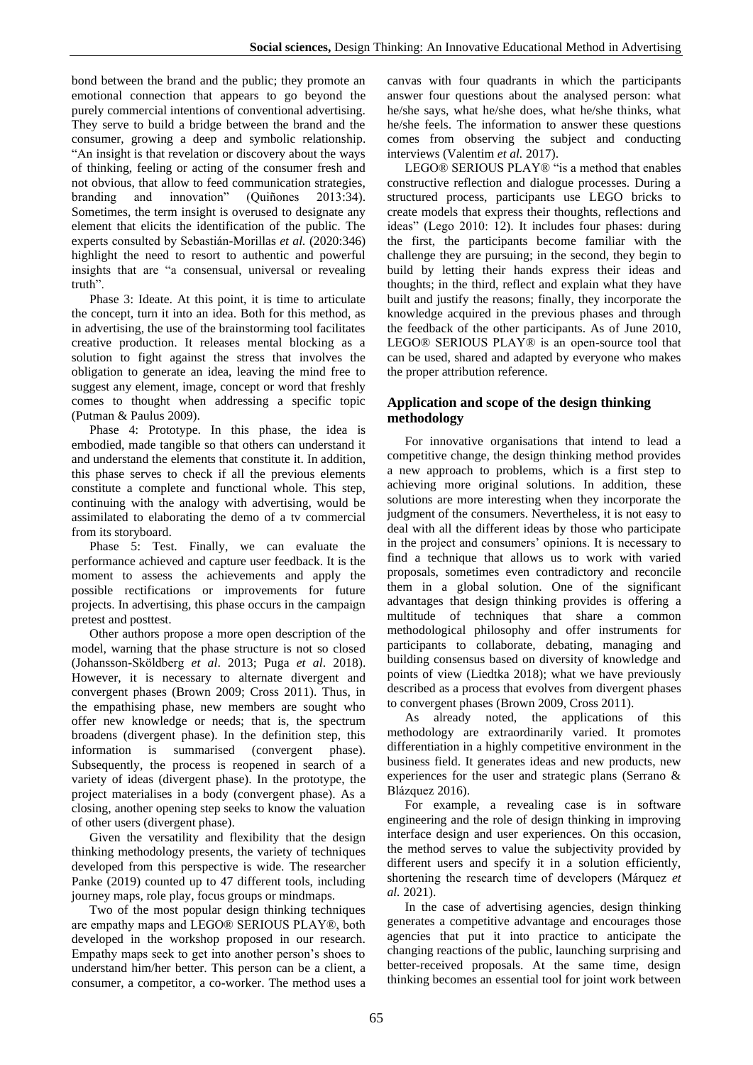bond between the brand and the public; they promote an emotional connection that appears to go beyond the purely commercial intentions of conventional advertising. They serve to build a bridge between the brand and the consumer, growing a deep and symbolic relationship. "An insight is that revelation or discovery about the ways of thinking, feeling or acting of the consumer fresh and not obvious, that allow to feed communication strategies, branding and innovation" (Quiñones 2013:34). Sometimes, the term insight is overused to designate any element that elicits the identification of the public. The experts consulted by Sebastián-Morillas *et al.* (2020:346) highlight the need to resort to authentic and powerful insights that are "a consensual, universal or revealing truth".

Phase 3: Ideate. At this point, it is time to articulate the concept, turn it into an idea. Both for this method, as in advertising, the use of the brainstorming tool facilitates creative production. It releases mental blocking as a solution to fight against the stress that involves the obligation to generate an idea, leaving the mind free to suggest any element, image, concept or word that freshly comes to thought when addressing a specific topic (Putman & Paulus 2009).

Phase 4: Prototype. In this phase, the idea is embodied, made tangible so that others can understand it and understand the elements that constitute it. In addition, this phase serves to check if all the previous elements constitute a complete and functional whole. This step, continuing with the analogy with advertising, would be assimilated to elaborating the demo of a tv commercial from its storyboard.

Phase 5: Test. Finally, we can evaluate the performance achieved and capture user feedback. It is the moment to assess the achievements and apply the possible rectifications or improvements for future projects. In advertising, this phase occurs in the campaign pretest and posttest.

Other authors propose a more open description of the model, warning that the phase structure is not so closed (Johansson-Sköldberg *et al*. 2013; Puga *et al*. 2018). However, it is necessary to alternate divergent and convergent phases (Brown 2009; Cross 2011). Thus, in the empathising phase, new members are sought who offer new knowledge or needs; that is, the spectrum broadens (divergent phase). In the definition step, this information is summarised (convergent phase). Subsequently, the process is reopened in search of a variety of ideas (divergent phase). In the prototype, the project materialises in a body (convergent phase). As a closing, another opening step seeks to know the valuation of other users (divergent phase).

Given the versatility and flexibility that the design thinking methodology presents, the variety of techniques developed from this perspective is wide. The researcher Panke (2019) counted up to 47 different tools, including journey maps, role play, focus groups or mindmaps.

Two of the most popular design thinking techniques are empathy maps and LEGO® SERIOUS PLAY®, both developed in the workshop proposed in our research. Empathy maps seek to get into another person's shoes to understand him/her better. This person can be a client, a consumer, a competitor, a co-worker. The method uses a canvas with four quadrants in which the participants answer four questions about the analysed person: what he/she says, what he/she does, what he/she thinks, what he/she feels. The information to answer these questions comes from observing the subject and conducting interviews (Valentim *et al.* 2017).

LEGO® SERIOUS PLAY® "is a method that enables constructive reflection and dialogue processes. During a structured process, participants use LEGO bricks to create models that express their thoughts, reflections and ideas" (Lego 2010: 12). It includes four phases: during the first, the participants become familiar with the challenge they are pursuing; in the second, they begin to build by letting their hands express their ideas and thoughts; in the third, reflect and explain what they have built and justify the reasons; finally, they incorporate the knowledge acquired in the previous phases and through the feedback of the other participants. As of June 2010, LEGO® SERIOUS PLAY® is an open-source tool that can be used, shared and adapted by everyone who makes the proper attribution reference.

## Application and scope of the design thinking methodology

For innovative organisations that intend to lead a competitive change, the design thinking method provides a new approach to problems, which is a first step to achieving more original solutions. In addition, these solutions are more interesting when they incorporate the judgment of the consumers. Nevertheless, it is not easy to deal with all the different ideas by those who participate in the project and consumers' opinions. It is necessary to find a technique that allows us to work with varied proposals, sometimes even contradictory and reconcile them in a global solution. One of the significant advantages that design thinking provides is offering a multitude of techniques that share a common methodological philosophy and offer instruments for participants to collaborate, debating, managing and building consensus based on diversity of knowledge and points of view (Liedtka 2018); what we have previously described as a process that evolves from divergent phases to convergent phases (Brown 2009, Cross 2011).

As already noted, the applications of this methodology are extraordinarily varied. It promotes differentiation in a highly competitive environment in the business field. It generates ideas and new products, new experiences for the user and strategic plans (Serrano & Blázquez 2016).

For example, a revealing case is in software engineering and the role of design thinking in improving interface design and user experiences. On this occasion, the method serves to value the subjectivity provided by different users and specify it in a solution efficiently, shortening the research time of developers (Márquez *et al.* 2021).

In the case of advertising agencies, design thinking generates a competitive advantage and encourages those agencies that put it into practice to anticipate the changing reactions of the public, launching surprising and better-received proposals. At the same time, design thinking becomes an essential tool for joint work between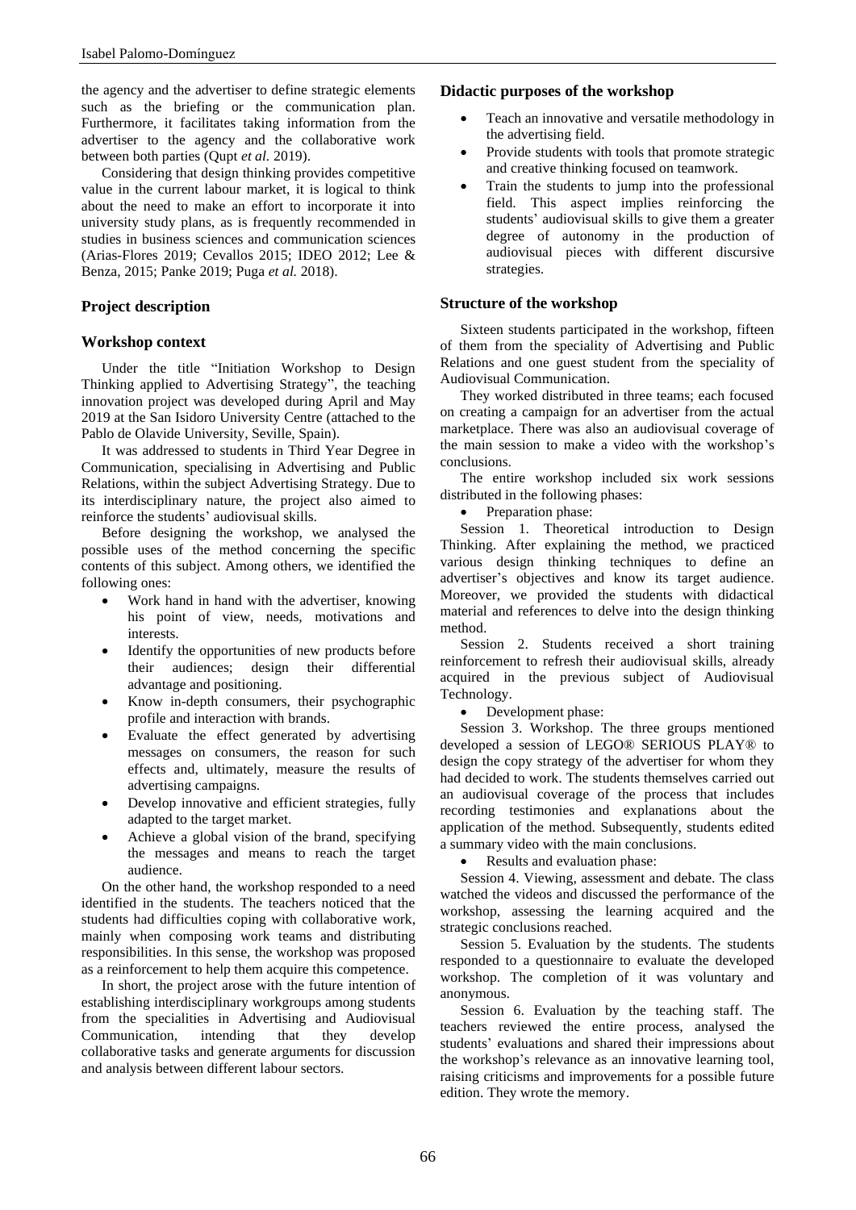the agency and the advertiser to define strategic elements such as the briefing or the communication plan. Furthermore, it facilitates taking information from the advertiser to the agency and the collaborative work between both parties (Qupt *et al.* 2019).

Considering that design thinking provides competitive value in the current labour market, it is logical to think about the need to make an effort to incorporate it into university study plans, as is frequently recommended in studies in business sciences and communication sciences (Arias-Flores 2019; Cevallos 2015; IDEO 2012; Lee & Benza, 2015; Panke 2019; Puga *et al.* 2018).

## Project description

### Workshop context

Under the title "Initiation Workshop to Design Thinking applied to Advertising Strategy", the teaching innovation project was developed during April and May 2019 at the San Isidoro University Centre (attached to the Pablo de Olavide University, Seville, Spain).

It was addressed to students in Third Year Degree in Communication, specialising in Advertising and Public Relations, within the subject Advertising Strategy. Due to its interdisciplinary nature, the project also aimed to reinforce the students' audiovisual skills.

Before designing the workshop, we analysed the possible uses of the method concerning the specific contents of this subject. Among others, we identified the following ones:

- Work hand in hand with the advertiser, knowing his point of view, needs, motivations and interests.
- Identify the opportunities of new products before their audiences; design their differential advantage and positioning.
- Know in-depth consumers, their psychographic profile and interaction with brands.
- Evaluate the effect generated by advertising messages on consumers, the reason for such effects and, ultimately, measure the results of advertising campaigns.
- Develop innovative and efficient strategies, fully adapted to the target market.
- Achieve a global vision of the brand, specifying the messages and means to reach the target audience.

On the other hand, the workshop responded to a need identified in the students. The teachers noticed that the students had difficulties coping with collaborative work, mainly when composing work teams and distributing responsibilities. In this sense, the workshop was proposed as a reinforcement to help them acquire this competence.

In short, the project arose with the future intention of establishing interdisciplinary workgroups among students from the specialities in Advertising and Audiovisual Communication, intending that they develop collaborative tasks and generate arguments for discussion and analysis between different labour sectors.

### Didactic purposes of the workshop

- Teach an innovative and versatile methodology in the advertising field.
- Provide students with tools that promote strategic and creative thinking focused on teamwork.
- Train the students to jump into the professional field. This aspect implies reinforcing the students' audiovisual skills to give them a greater degree of autonomy in the production of audiovisual pieces with different discursive strategies.

### Structure of the workshop

Sixteen students participated in the workshop, fifteen of them from the speciality of Advertising and Public Relations and one guest student from the speciality of Audiovisual Communication.

They worked distributed in three teams; each focused on creating a campaign for an advertiser from the actual marketplace. There was also an audiovisual coverage of the main session to make a video with the workshop's conclusions.

The entire workshop included six work sessions distributed in the following phases:

- Preparation phase:

Session 1. Theoretical introduction to Design Thinking. After explaining the method, we practiced various design thinking techniques to define an advertiser's objectives and know its target audience. Moreover, we provided the students with didactical material and references to delve into the design thinking method.

Session 2. Students received a short training reinforcement to refresh their audiovisual skills, already acquired in the previous subject of Audiovisual Technology.

- Development phase:

Session 3. Workshop. The three groups mentioned developed a session of LEGO® SERIOUS PLAY® to design the copy strategy of the advertiser for whom they had decided to work. The students themselves carried out an audiovisual coverage of the process that includes recording testimonies and explanations about the application of the method. Subsequently, students edited a summary video with the main conclusions.

- Results and evaluation phase:

Session 4. Viewing, assessment and debate. The class watched the videos and discussed the performance of the workshop, assessing the learning acquired and the strategic conclusions reached.

Session 5. Evaluation by the students. The students responded to a questionnaire to evaluate the developed workshop. The completion of it was voluntary and anonymous.

Session 6. Evaluation by the teaching staff. The teachers reviewed the entire process, analysed the students' evaluations and shared their impressions about the workshop's relevance as an innovative learning tool, raising criticisms and improvements for a possible future edition. They wrote the memory.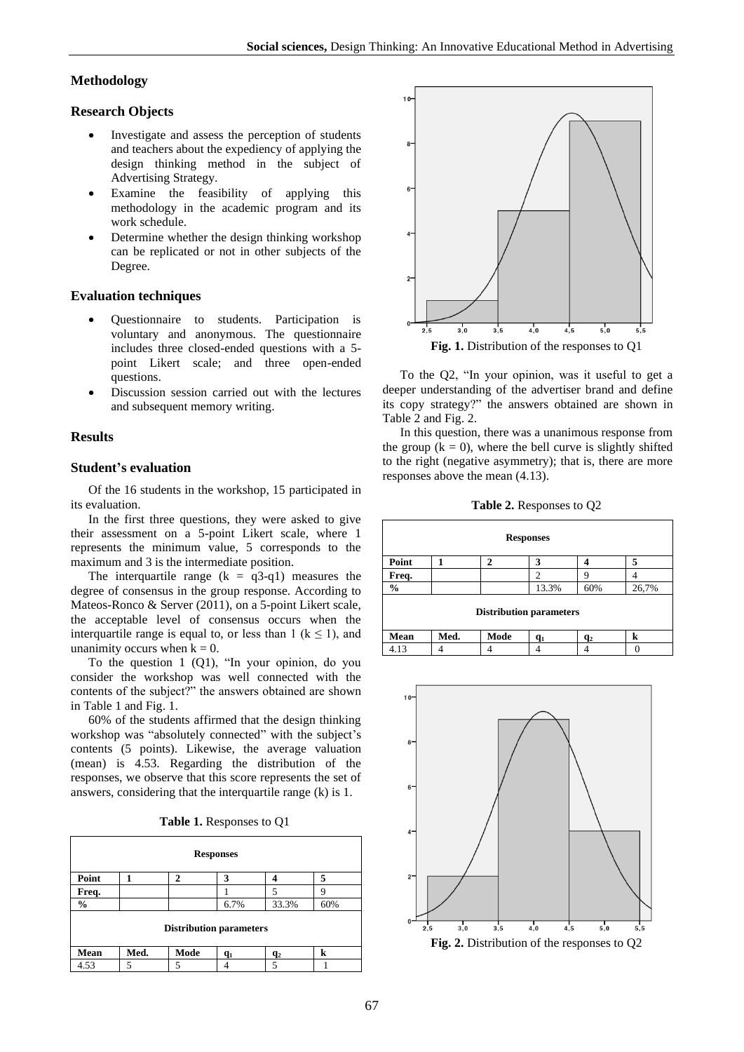## Methodology

### Research Objects

- Investigate and assess the perception of students and teachers about the expediency of applying the design thinking method in the subject of Advertising Strategy.
- Examine the feasibility of applying this methodology in the academic program and its work schedule.
- Determine whether the design thinking workshop can be replicated or not in other subjects of the Degree.

### Evaluation techniques

- Questionnaire to students. Participation is voluntary and anonymous. The questionnaire includes three closed-ended questions with a 5-point Likert scale; and three open-ended questions.
- Discussion session carried out with the lectures and subsequent memory writing.

## Results

### Student's evaluation

Of the 16 students in the workshop, 15 participated in its evaluation.

In the first three questions, they were asked to give their assessment on a 5-point Likert scale, where 1 represents the minimum value, 5 corresponds to the maximum and 3 is the intermediate position.

The interquartile range ($k = q3\text{-}q1$) measures the degree of consensus in the group response. According to Mateos-Ronco & Server (2011), on a 5-point Likert scale, the acceptable level of consensus occurs when the interquartile range is equal to, or less than 1 ($k \leq 1$), and unanimity occurs when $k = 0$.

To the question 1 (Q1), "In your opinion, do you consider the workshop was well connected with the contents of the subject?" the answers obtained are shown in Table 1 and Fig. 1.

60% of the students affirmed that the design thinking workshop was "absolutely connected" with the subject's contents (5 points). Likewise, the average valuation (mean) is 4.53. Regarding the distribution of the responses, we observe that this score represents the set of answers, considering that the interquartile range (k) is 1.

**Table 1.** Responses to Q1

| **Responses** | | | | | |
|---|---|---|---|---|---|
| **Point** | **1** | **2** | **3** | **4** | **5** |
| **Freq.** | | | 1 | 5 | 9 |
| **%** | | | 6.7% | 33.3% | 60% |
| **Distribution parameters** | | | | | |
| **Mean** | **Med.** | **Mode** | **$q_1$** | **$q_2$** | **k** |
| 4.53 | 5 | 5 | 4 | 5 | 1 |

**Fig. 1.** Distribution of the responses to Q1

To the Q2, "In your opinion, was it useful to get a deeper understanding of the advertiser brand and define its copy strategy?" the answers obtained are shown in Table 2 and Fig. 2.

In this question, there was a unanimous response from the group ($k = 0$), where the bell curve is slightly shifted to the right (negative asymmetry); that is, there are more responses above the mean (4.13).

**Table 2.** Responses to Q2

| **Responses** | | | | | |
|---|---|---|---|---|---|
| **Point** | **1** | **2** | **3** | **4** | **5** |
| **Freq.** | | | 2 | 9 | 4 |
| **%** | | | 13.3% | 60% | 26,7% |
| **Distribution parameters** | | | | | |
| **Mean** | **Med.** | **Mode** | **$q_1$** | **$q_2$** | **k** |
| 4.13 | 4 | 4 | 4 | 4 | 0 |

**Fig. 2.** Distribution of the responses to Q2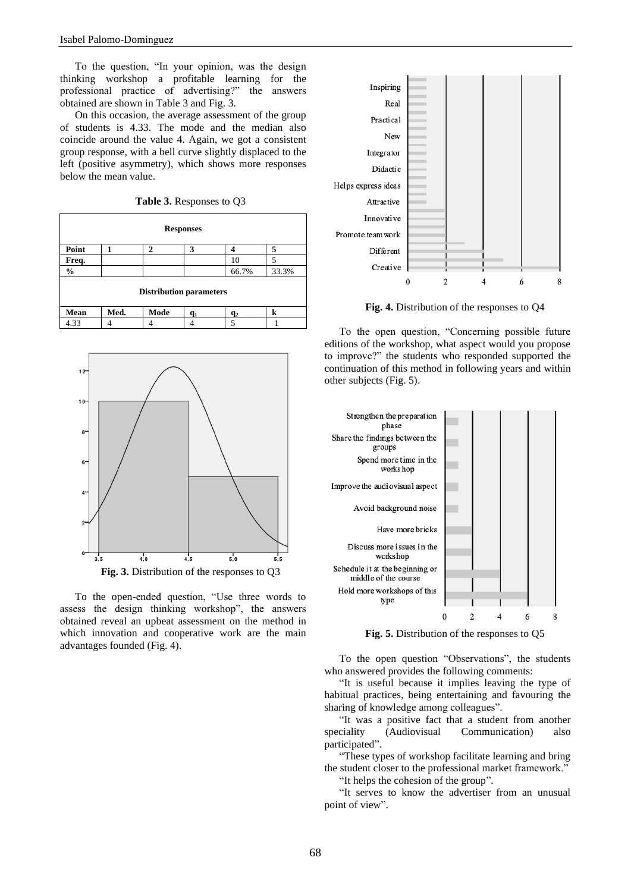To the question, "In your opinion, was the design thinking workshop a profitable learning for the professional practice of advertising?" the answers obtained are shown in Table 3 and Fig. 3.

On this occasion, the average assessment of the group of students is 4.33. The mode and the median also coincide around the value 4. Again, we got a consistent group response, with a bell curve slightly displaced to the left (positive asymmetry), which shows more responses below the mean value.

**Table 3.** Responses to Q3

| Responses | | | | | |
|---|---|---|---|---|---|
| **Point** | **1** | **2** | **3** | **4** | **5** |
| **Freq.** | | | | 10 | 5 |
| **%** | | | | 66.7% | 33.3% |
| **Distribution parameters** | | | | | |
| **Mean** | **Med.** | **Mode** | **$q_1$** | **$q_2$** | **k** |
| 4.33 | 4 | 4 | 4 | 5 | 1 |

**Fig. 3.** Distribution of the responses to Q3

To the open-ended question, "Use three words to assess the design thinking workshop", the answers obtained reveal an upbeat assessment on the method in which innovation and cooperative work are the main advantages founded (Fig. 4).

**Fig. 4.** Distribution of the responses to Q4

To the open question, "Concerning possible future editions of the workshop, what aspect would you propose to improve?" the students who responded supported the continuation of this method in following years and within other subjects (Fig. 5).

**Fig. 5.** Distribution of the responses to Q5

To the open question "Observations", the students who answered provides the following comments:

"It is useful because it implies leaving the type of habitual practices, being entertaining and favouring the sharing of knowledge among colleagues".

"It was a positive fact that a student from another speciality (Audiovisual Communication) also participated".

"These types of workshop facilitate learning and bring the student closer to the professional market framework."

"It helps the cohesion of the group".

"It serves to know the advertiser from an unusual point of view".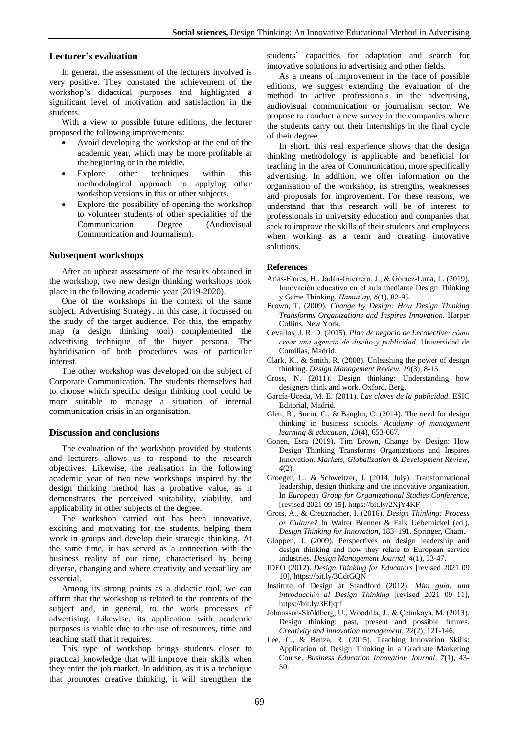## Lecturer's evaluation

In general, the assessment of the lecturers involved is very positive. They constated the achievement of the workshop's didactical purposes and highlighted a significant level of motivation and satisfaction in the students.

With a view to possible future editions, the lecturer proposed the following improvements:

- Avoid developing the workshop at the end of the academic year, which may be more profitable at the beginning or in the middle.
- Explore other techniques within this methodological approach to applying other workshop versions in this or other subjects.
- Explore the possibility of opening the workshop to volunteer students of other specialities of the Communication Degree (Audiovisual Communication and Journalism).

## Subsequent workshops

After an upbeat assessment of the results obtained in the workshop, two new design thinking workshops took place in the following academic year (2019-2020).

One of the workshops in the context of the same subject, Advertising Strategy. In this case, it focussed on the study of the target audience. For this, the empathy map (a design thinking tool) complemented the advertising technique of the buyer persona. The hybridisation of both procedures was of particular interest.

The other workshop was developed on the subject of Corporate Communication. The students themselves had to choose which specific design thinking tool could be more suitable to manage a situation of internal communication crisis in an organisation.

## Discussion and conclusions

The evaluation of the workshop provided by students and lecturers allows us to respond to the research objectives. Likewise, the realisation in the following academic year of two new workshops inspired by the design thinking method has a probative value, as it demonstrates the perceived suitability, viability, and applicability in other subjects of the degree.

The workshop carried out has been innovative, exciting and motivating for the students, helping them work in groups and develop their strategic thinking. At the same time, it has served as a connection with the business reality of our time, characterised by being diverse, changing and where creativity and versatility are essential.

Among its strong points as a didactic tool, we can affirm that the workshop is related to the contents of the subject and, in general, to the work processes of advertising. Likewise, its application with academic purposes is viable due to the use of resources, time and teaching staff that it requires.

This type of workshop brings students closer to practical knowledge that will improve their skills when they enter the job market. In addition, as it is a technique that promotes creative thinking, it will strengthen the students' capacities for adaptation and search for innovative solutions in advertising and other fields.

As a means of improvement in the face of possible editions, we suggest extending the evaluation of the method to active professionals in the advertising, audiovisual communication or journalism sector. We propose to conduct a new survey in the companies where the students carry out their internships in the final cycle of their degree.

In short, this real experience shows that the design thinking methodology is applicable and beneficial for teaching in the area of Communication, more specifically advertising. In addition, we offer information on the organisation of the workshop, its strengths, weaknesses and proposals for improvement. For these reasons, we understand that this research will be of interest to professionals in university education and companies that seek to improve the skills of their students and employees when working as a team and creating innovative solutions.

## References

Arias-Flores, H., Jadán-Guerrero, J., & Gómez-Luna, L. (2019). Innovación educativa en el aula mediante Design Thinking y Game Thinking. *Hamut'ay, 6*(1), 82-95.

Brown, T. (2009). *Change by Design: How Design Thinking Transforms Organizations and Inspires Innovation.* Harper Collins, New York.

Cevallos, J. R. D. (2015). *Plan de negocio de Lecolective: cómo crear una agencia de diseño y publicidad.* Universidad de Comillas, Madrid.

Clark, K., & Smith, R. (2008). Unleashing the power of design thinking. *Design Management Review, 19*(3), 8-15.

Cross, N. (2011). Design thinking: Understanding how designers think and work. Oxford, Berg.

García-Uceda, M. E. (2011). *Las claves de la publicidad.* ESIC Editorial, Madrid.

Glen, R., Suciu, C., & Baughn, C. (2014). The need for design thinking in business schools. *Academy of management learning & education, 13*(4), 653-667.

Gonen, Esra (2019). Tim Brown, Change by Design: How Design Thinking Transforms Organizations and Inspires Innovation. *Markets, Globalization & Development Review, 4*(2).

Groeger, L., & Schweitzer, J. (2014, July). Transformational leadership, design thinking and the innovative organization. In *European Group for Organizational Studies Conference*, [revised 2021 09 15], https://bit.ly/2XjY4KF

Grots, A., & Creuznacher, I. (2016). *Design Thinking: Process or Culture?* In Walter Brenner & Falk Uebernickel (ed.), *Design Thinking for Innovation*, 183–191. Springer, Cham.

Gloppen, J. (2009). Perspectives on design leadership and design thinking and how they relate to European service industries. *Design Management Journal, 4*(1), 33-47.

IDEO (2012). *Design Thinking for Educators* [revised 2021 09 10], https://bit.ly/3CdtGQN

Institute of Design at Standford (2012). *Mini guía: una introducción al Design Thinking* [revised 2021 09 11], https://bit.ly/3Efjqtf

Johansson-Sköldberg, U., Woodilla, J., & Çetinkaya, M. (2013). Design thinking: past, present and possible futures. *Creativity and innovation management, 22*(2), 121-146.

Lee, C., & Benza, R. (2015). Teaching Innovation Skills: Application of Design Thinking in a Graduate Marketing Course. *Business Education Innovation Journal, 7*(1), 43-50.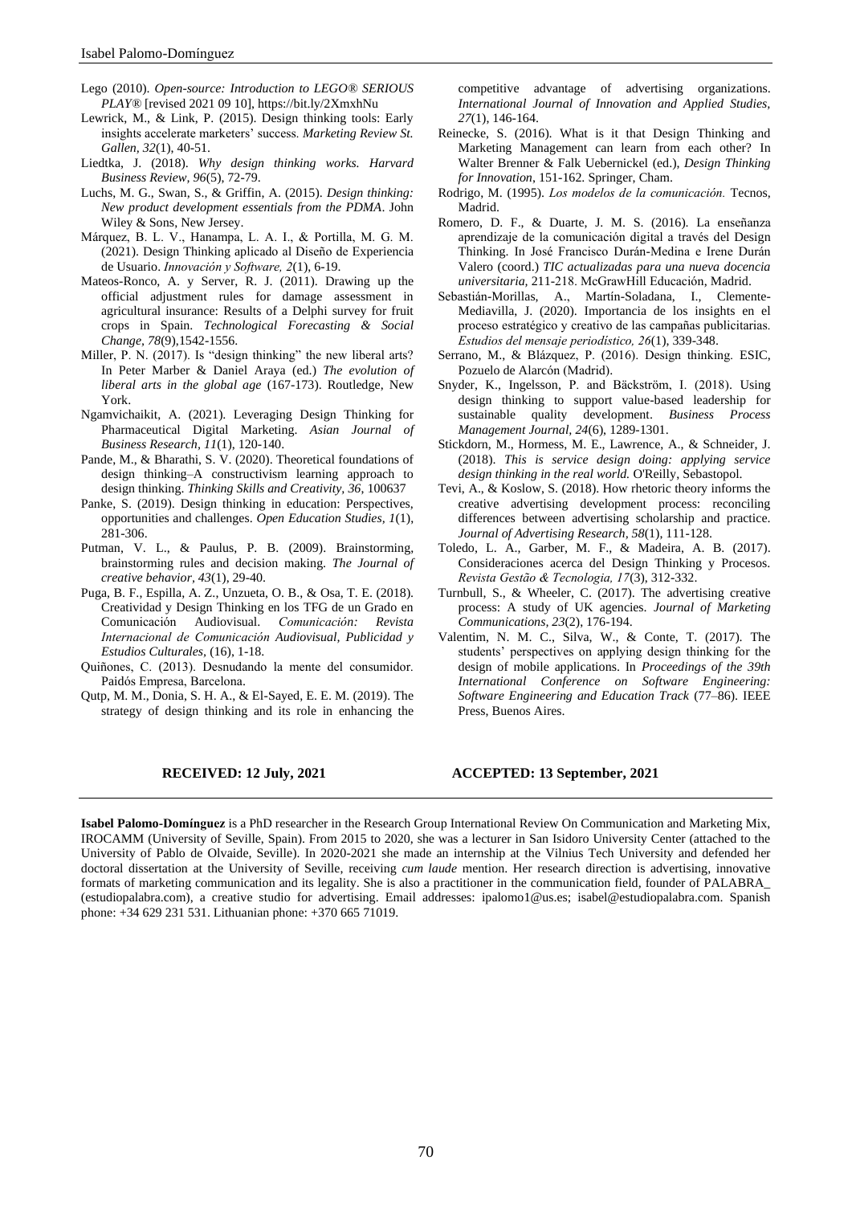Lego (2010). *Open-source: Introduction to LEGO® SERIOUS PLAY®* [revised 2021 09 10], https://bit.ly/2XmxhNu

Lewrick, M., & Link, P. (2015). Design thinking tools: Early insights accelerate marketers' success. *Marketing Review St. Gallen, 32*(1), 40-51.

Liedtka, J. (2018). *Why design thinking works. Harvard Business Review, 96*(5), 72-79.

Luchs, M. G., Swan, S., & Griffin, A. (2015). *Design thinking: New product development essentials from the PDMA*. John Wiley & Sons, New Jersey.

Márquez, B. L. V., Hanampa, L. A. I., & Portilla, M. G. M. (2021). Design Thinking aplicado al Diseño de Experiencia de Usuario. *Innovación y Software, 2*(1), 6-19.

Mateos-Ronco, A. y Server, R. J. (2011). Drawing up the official adjustment rules for damage assessment in agricultural insurance: Results of a Delphi survey for fruit crops in Spain. *Technological Forecasting & Social Change, 78*(9),1542-1556.

Miller, P. N. (2017). Is "design thinking" the new liberal arts? In Peter Marber & Daniel Araya (ed.) *The evolution of liberal arts in the global age* (167-173). Routledge, New York.

Ngamvichaikit, A. (2021). Leveraging Design Thinking for Pharmaceutical Digital Marketing. *Asian Journal of Business Research, 11*(1), 120-140.

Pande, M., & Bharathi, S. V. (2020). Theoretical foundations of design thinking–A constructivism learning approach to design thinking. *Thinking Skills and Creativity, 36*, 100637

Panke, S. (2019). Design thinking in education: Perspectives, opportunities and challenges. *Open Education Studies, 1*(1), 281-306.

Putman, V. L., & Paulus, P. B. (2009). Brainstorming, brainstorming rules and decision making. *The Journal of creative behavior, 43*(1), 29-40.

Puga, B. F., Espilla, A. Z., Unzueta, O. B., & Osa, T. E. (2018). Creatividad y Design Thinking en los TFG de un Grado en Comunicación Audiovisual. *Comunicación: Revista Internacional de Comunicación Audiovisual, Publicidad y Estudios Culturales*, (16), 1-18.

Quiñones, C. (2013). Desnudando la mente del consumidor. Paidós Empresa, Barcelona.

Qutp, M. M., Donia, S. H. A., & El-Sayed, E. E. M. (2019). The strategy of design thinking and its role in enhancing the competitive advantage of advertising organizations. *International Journal of Innovation and Applied Studies, 27*(1), 146-164.

Reinecke, S. (2016). What is it that Design Thinking and Marketing Management can learn from each other? In Walter Brenner & Falk Uebernickel (ed.), *Design Thinking for Innovation*, 151-162. Springer, Cham.

Rodrigo, M. (1995). *Los modelos de la comunicación*. Tecnos, Madrid.

Romero, D. F., & Duarte, J. M. S. (2016). La enseñanza aprendizaje de la comunicación digital a través del Design Thinking. In José Francisco Durán-Medina e Irene Durán Valero (coord.) *TIC actualizadas para una nueva docencia universitaria,* 211-218. McGrawHill Educación, Madrid.

Sebastián-Morillas, A., Martín-Soladana, I., Clemente-Mediavilla, J. (2020). Importancia de los insights en el proceso estratégico y creativo de las campañas publicitarias. *Estudios del mensaje periodístico, 26*(1), 339-348.

Serrano, M., & Blázquez, P. (2016). Design thinking. ESIC, Pozuelo de Alarcón (Madrid).

Snyder, K., Ingelsson, P. and Bäckström, I. (2018). Using design thinking to support value-based leadership for sustainable quality development. *Business Process Management Journal, 24*(6), 1289-1301.

Stickdorn, M., Hormess, M. E., Lawrence, A., & Schneider, J. (2018). *This is service design doing: applying service design thinking in the real world.* O'Reilly, Sebastopol.

Tevi, A., & Koslow, S. (2018). How rhetoric theory informs the creative advertising development process: reconciling differences between advertising scholarship and practice. *Journal of Advertising Research, 58*(1), 111-128.

Toledo, L. A., Garber, M. F., & Madeira, A. B. (2017). Consideraciones acerca del Design Thinking y Procesos. *Revista Gestão & Tecnologia, 17*(3), 312-332.

Turnbull, S., & Wheeler, C. (2017). The advertising creative process: A study of UK agencies. *Journal of Marketing Communications, 23*(2), 176-194.

Valentim, N. M. C., Silva, W., & Conte, T. (2017). The students' perspectives on applying design thinking for the design of mobile applications. In *Proceedings of the 39th International Conference on Software Engineering: Software Engineering and Education Track* (77–86). IEEE Press, Buenos Aires.

**RECEIVED: 12 July, 2021** **ACCEPTED: 13 September, 2021**

**Isabel Palomo-Domínguez** is a PhD researcher in the Research Group International Review On Communication and Marketing Mix, IROCAMM (University of Seville, Spain). From 2015 to 2020, she was a lecturer in San Isidoro University Center (attached to the University of Pablo de Olvaide, Seville). In 2020-2021 she made an internship at the Vilnius Tech University and defended her doctoral dissertation at the University of Seville, receiving *cum laude* mention. Her research direction is advertising, innovative formats of marketing communication and its legality. She is also a practitioner in the communication field, founder of PALABRA_ (estudiopalabra.com), a creative studio for advertising. Email addresses: ipalomo1@us.es; isabel@estudiopalabra.com. Spanish phone: +34 629 231 531. Lithuanian phone: +370 665 71019.